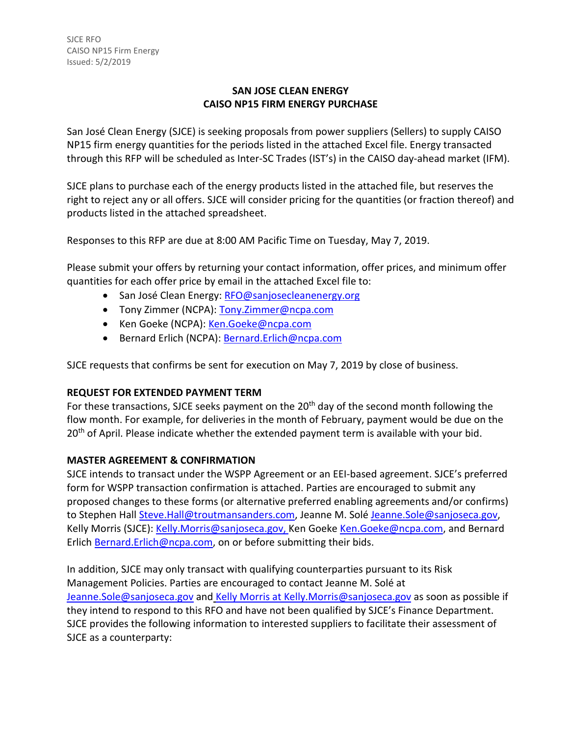SJCE RFO
CAISO NP15 Firm Energy
Issued: 5/2/2019

# SAN JOSE CLEAN ENERGY
# CAISO NP15 FIRM ENERGY PURCHASE

San José Clean Energy (SJCE) is seeking proposals from power suppliers (Sellers) to supply CAISO NP15 firm energy quantities for the periods listed in the attached Excel file. Energy transacted through this RFP will be scheduled as Inter-SC Trades (IST's) in the CAISO day-ahead market (IFM).

SJCE plans to purchase each of the energy products listed in the attached file, but reserves the right to reject any or all offers. SJCE will consider pricing for the quantities (or fraction thereof) and products listed in the attached spreadsheet.

Responses to this RFP are due at 8:00 AM Pacific Time on Tuesday, May 7, 2019.

Please submit your offers by returning your contact information, offer prices, and minimum offer quantities for each offer price by email in the attached Excel file to:

- San José Clean Energy: RFO@sanjosecleanenergy.org
- Tony Zimmer (NCPA): Tony.Zimmer@ncpa.com
- Ken Goeke (NCPA): Ken.Goeke@ncpa.com
- Bernard Erlich (NCPA): Bernard.Erlich@ncpa.com

SJCE requests that confirms be sent for execution on May 7, 2019 by close of business.

## REQUEST FOR EXTENDED PAYMENT TERM

For these transactions, SJCE seeks payment on the 20th day of the second month following the flow month. For example, for deliveries in the month of February, payment would be due on the 20th of April. Please indicate whether the extended payment term is available with your bid.

## MASTER AGREEMENT & CONFIRMATION

SJCE intends to transact under the WSPP Agreement or an EEI-based agreement. SJCE's preferred form for WSPP transaction confirmation is attached. Parties are encouraged to submit any proposed changes to these forms (or alternative preferred enabling agreements and/or confirms) to Stephen Hall Steve.Hall@troutmansanders.com, Jeanne M. Solé Jeanne.Sole@sanjoseca.gov, Kelly Morris (SJCE): Kelly.Morris@sanjoseca.gov, Ken Goeke Ken.Goeke@ncpa.com, and Bernard Erlich Bernard.Erlich@ncpa.com, on or before submitting their bids.

In addition, SJCE may only transact with qualifying counterparties pursuant to its Risk Management Policies. Parties are encouraged to contact Jeanne M. Solé at Jeanne.Sole@sanjoseca.gov and Kelly Morris at Kelly.Morris@sanjoseca.gov as soon as possible if they intend to respond to this RFO and have not been qualified by SJCE's Finance Department. SJCE provides the following information to interested suppliers to facilitate their assessment of SJCE as a counterparty: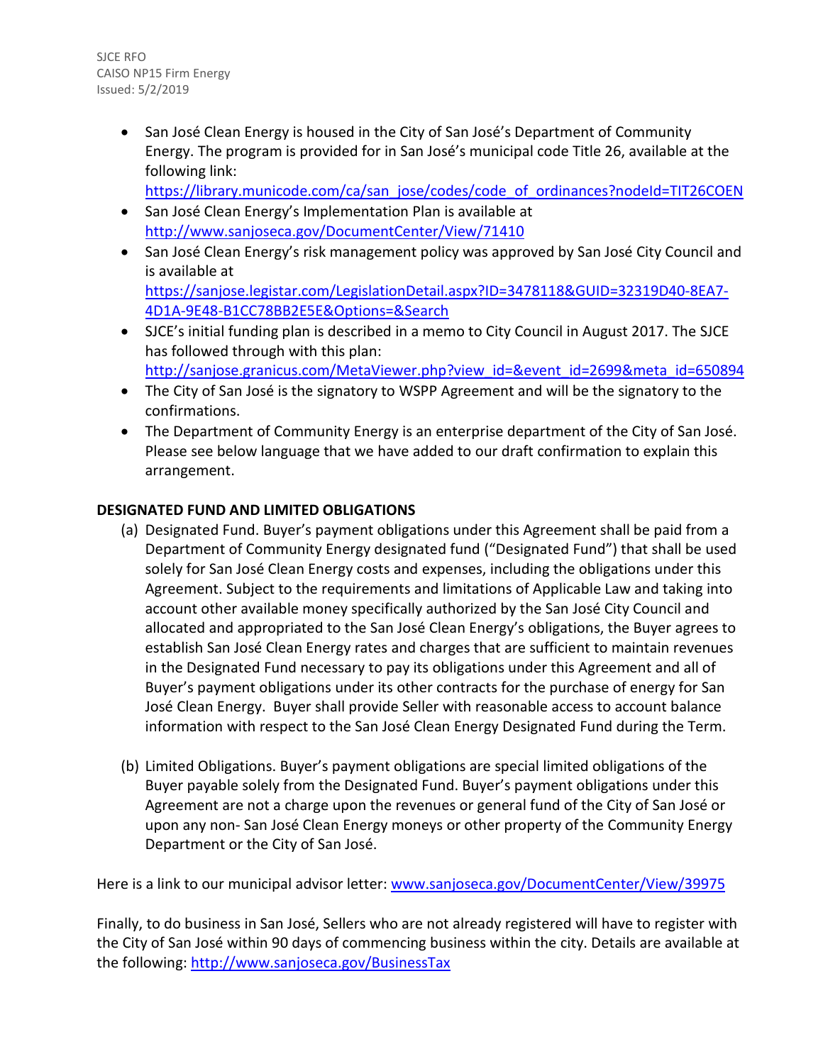- San José Clean Energy is housed in the City of San José's Department of Community Energy. The program is provided for in San José's municipal code Title 26, available at the following link: https://library.municode.com/ca/san_jose/codes/code_of_ordinances?nodeId=TIT26COEN
- San José Clean Energy's Implementation Plan is available at http://www.sanjoseca.gov/DocumentCenter/View/71410
- San José Clean Energy's risk management policy was approved by San José City Council and is available at https://sanjose.legistar.com/LegislationDetail.aspx?ID=3478118&GUID=32319D40-8EA7-4D1A-9E48-B1CC78BB2E5E&Options=&Search
- SJCE's initial funding plan is described in a memo to City Council in August 2017. The SJCE has followed through with this plan: http://sanjose.granicus.com/MetaViewer.php?view_id=&event_id=2699&meta_id=650894
- The City of San José is the signatory to WSPP Agreement and will be the signatory to the confirmations.
- The Department of Community Energy is an enterprise department of the City of San José. Please see below language that we have added to our draft confirmation to explain this arrangement.

**DESIGNATED FUND AND LIMITED OBLIGATIONS**

(a) Designated Fund. Buyer's payment obligations under this Agreement shall be paid from a Department of Community Energy designated fund ("Designated Fund") that shall be used solely for San José Clean Energy costs and expenses, including the obligations under this Agreement. Subject to the requirements and limitations of Applicable Law and taking into account other available money specifically authorized by the San José City Council and allocated and appropriated to the San José Clean Energy's obligations, the Buyer agrees to establish San José Clean Energy rates and charges that are sufficient to maintain revenues in the Designated Fund necessary to pay its obligations under this Agreement and all of Buyer's payment obligations under its other contracts for the purchase of energy for San José Clean Energy. Buyer shall provide Seller with reasonable access to account balance information with respect to the San José Clean Energy Designated Fund during the Term.

(b) Limited Obligations. Buyer's payment obligations are special limited obligations of the Buyer payable solely from the Designated Fund. Buyer's payment obligations under this Agreement are not a charge upon the revenues or general fund of the City of San José or upon any non- San José Clean Energy moneys or other property of the Community Energy Department or the City of San José.

Here is a link to our municipal advisor letter: www.sanjoseca.gov/DocumentCenter/View/39975

Finally, to do business in San José, Sellers who are not already registered will have to register with the City of San José within 90 days of commencing business within the city. Details are available at the following: http://www.sanjoseca.gov/BusinessTax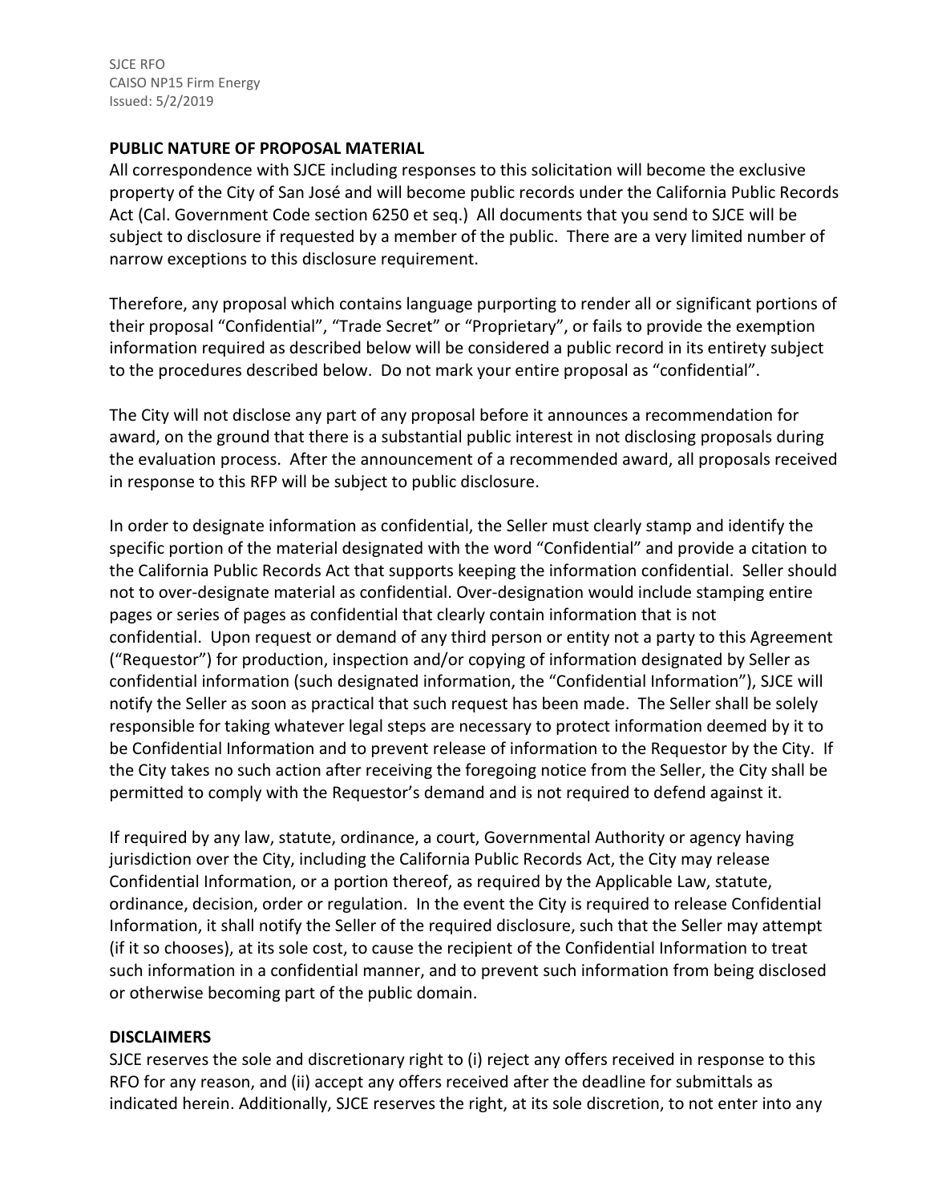## PUBLIC NATURE OF PROPOSAL MATERIAL

All correspondence with SJCE including responses to this solicitation will become the exclusive property of the City of San José and will become public records under the California Public Records Act (Cal. Government Code section 6250 et seq.) All documents that you send to SJCE will be subject to disclosure if requested by a member of the public. There are a very limited number of narrow exceptions to this disclosure requirement.

Therefore, any proposal which contains language purporting to render all or significant portions of their proposal "Confidential", "Trade Secret" or "Proprietary", or fails to provide the exemption information required as described below will be considered a public record in its entirety subject to the procedures described below. Do not mark your entire proposal as "confidential".

The City will not disclose any part of any proposal before it announces a recommendation for award, on the ground that there is a substantial public interest in not disclosing proposals during the evaluation process. After the announcement of a recommended award, all proposals received in response to this RFP will be subject to public disclosure.

In order to designate information as confidential, the Seller must clearly stamp and identify the specific portion of the material designated with the word "Confidential" and provide a citation to the California Public Records Act that supports keeping the information confidential. Seller should not to over-designate material as confidential. Over-designation would include stamping entire pages or series of pages as confidential that clearly contain information that is not confidential. Upon request or demand of any third person or entity not a party to this Agreement ("Requestor") for production, inspection and/or copying of information designated by Seller as confidential information (such designated information, the "Confidential Information"), SJCE will notify the Seller as soon as practical that such request has been made. The Seller shall be solely responsible for taking whatever legal steps are necessary to protect information deemed by it to be Confidential Information and to prevent release of information to the Requestor by the City. If the City takes no such action after receiving the foregoing notice from the Seller, the City shall be permitted to comply with the Requestor's demand and is not required to defend against it.

If required by any law, statute, ordinance, a court, Governmental Authority or agency having jurisdiction over the City, including the California Public Records Act, the City may release Confidential Information, or a portion thereof, as required by the Applicable Law, statute, ordinance, decision, order or regulation. In the event the City is required to release Confidential Information, it shall notify the Seller of the required disclosure, such that the Seller may attempt (if it so chooses), at its sole cost, to cause the recipient of the Confidential Information to treat such information in a confidential manner, and to prevent such information from being disclosed or otherwise becoming part of the public domain.

## DISCLAIMERS

SJCE reserves the sole and discretionary right to (i) reject any offers received in response to this RFO for any reason, and (ii) accept any offers received after the deadline for submittals as indicated herein. Additionally, SJCE reserves the right, at its sole discretion, to not enter into any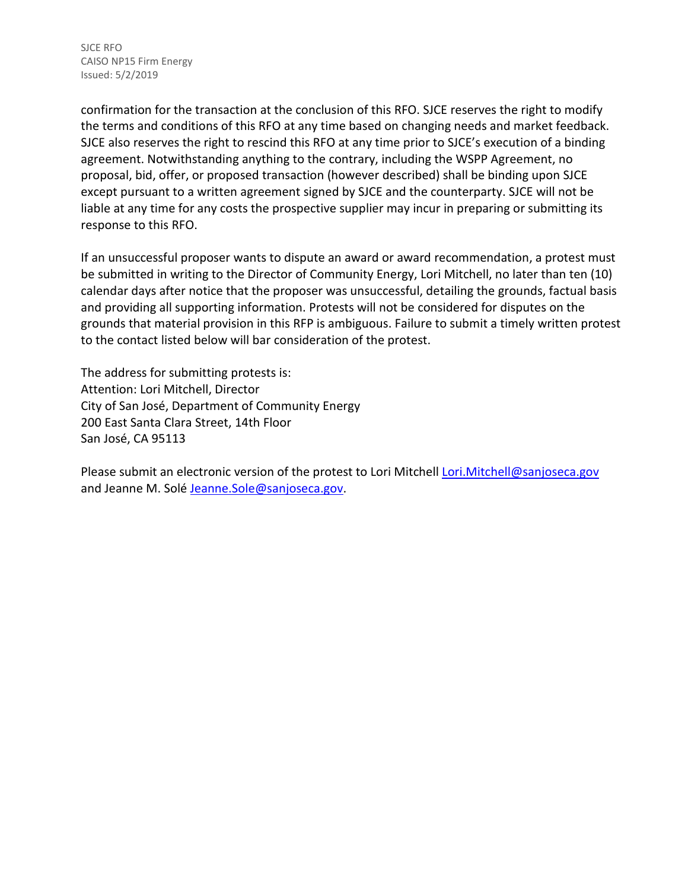confirmation for the transaction at the conclusion of this RFO. SJCE reserves the right to modify the terms and conditions of this RFO at any time based on changing needs and market feedback. SJCE also reserves the right to rescind this RFO at any time prior to SJCE's execution of a binding agreement. Notwithstanding anything to the contrary, including the WSPP Agreement, no proposal, bid, offer, or proposed transaction (however described) shall be binding upon SJCE except pursuant to a written agreement signed by SJCE and the counterparty. SJCE will not be liable at any time for any costs the prospective supplier may incur in preparing or submitting its response to this RFO.

If an unsuccessful proposer wants to dispute an award or award recommendation, a protest must be submitted in writing to the Director of Community Energy, Lori Mitchell, no later than ten (10) calendar days after notice that the proposer was unsuccessful, detailing the grounds, factual basis and providing all supporting information. Protests will not be considered for disputes on the grounds that material provision in this RFP is ambiguous. Failure to submit a timely written protest to the contact listed below will bar consideration of the protest.

The address for submitting protests is:
Attention: Lori Mitchell, Director
City of San José, Department of Community Energy
200 East Santa Clara Street, 14th Floor
San José, CA 95113

Please submit an electronic version of the protest to Lori Mitchell Lori.Mitchell@sanjoseca.gov and Jeanne M. Solé Jeanne.Sole@sanjoseca.gov.